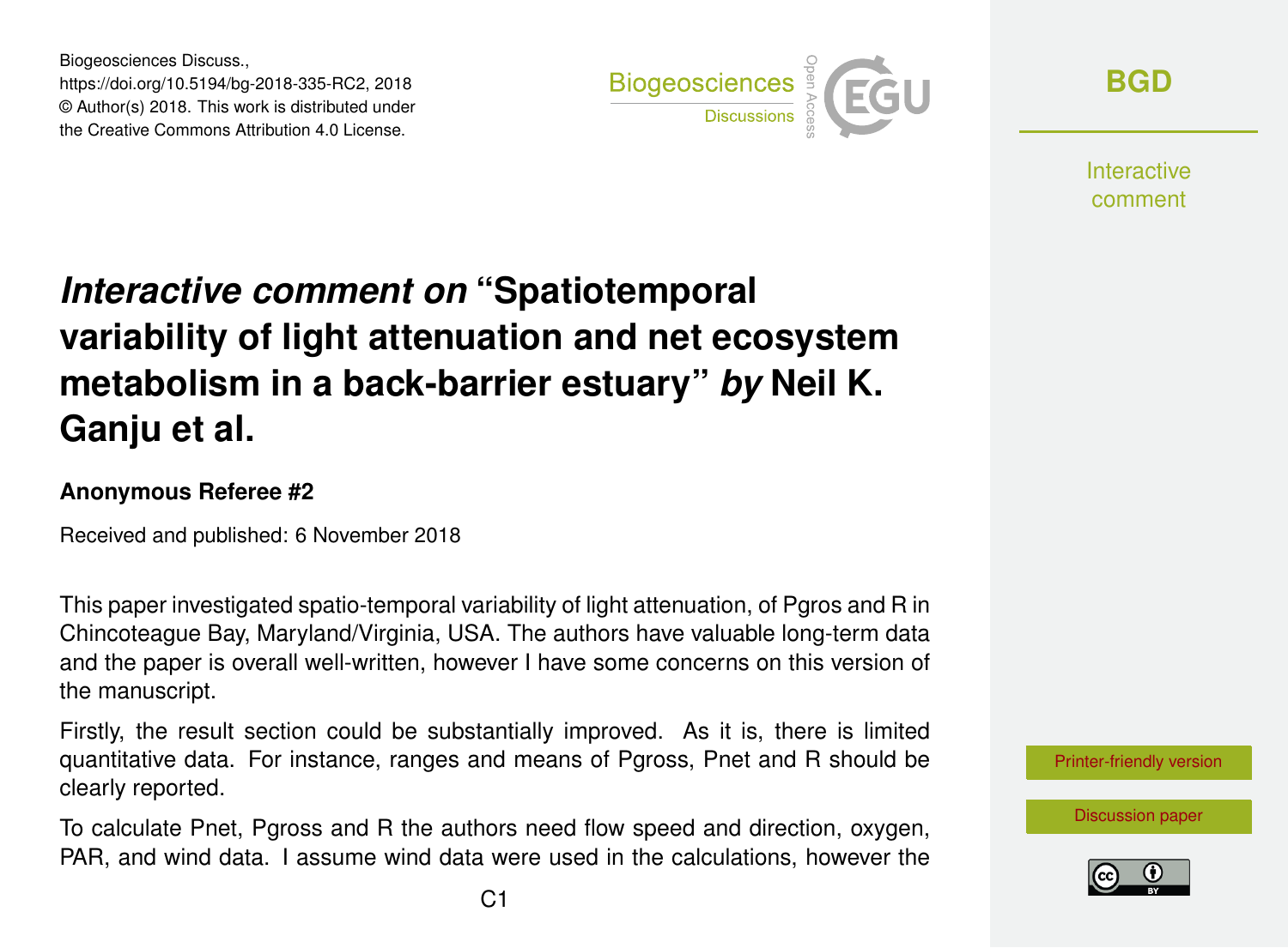Biogeosciences Discuss.,
https://doi.org/10.5194/bg-2018-335-RC2, 2018
© Author(s) 2018. This work is distributed under
the Creative Commons Attribution 4.0 License.

# *Interactive comment on* "Spatiotemporal variability of light attenuation and net ecosystem metabolism in a back-barrier estuary" *by* Neil K. Ganju et al.

### Anonymous Referee #2

Received and published: 6 November 2018

This paper investigated spatio-temporal variability of light attenuation, of Pgros and R in Chincoteague Bay, Maryland/Virginia, USA. The authors have valuable long-term data and the paper is overall well-written, however I have some concerns on this version of the manuscript.

Firstly, the result section could be substantially improved. As it is, there is limited quantitative data. For instance, ranges and means of Pgross, Pnet and R should be clearly reported.

To calculate Pnet, Pgross and R the authors need flow speed and direction, oxygen, PAR, and wind data. I assume wind data were used in the calculations, however the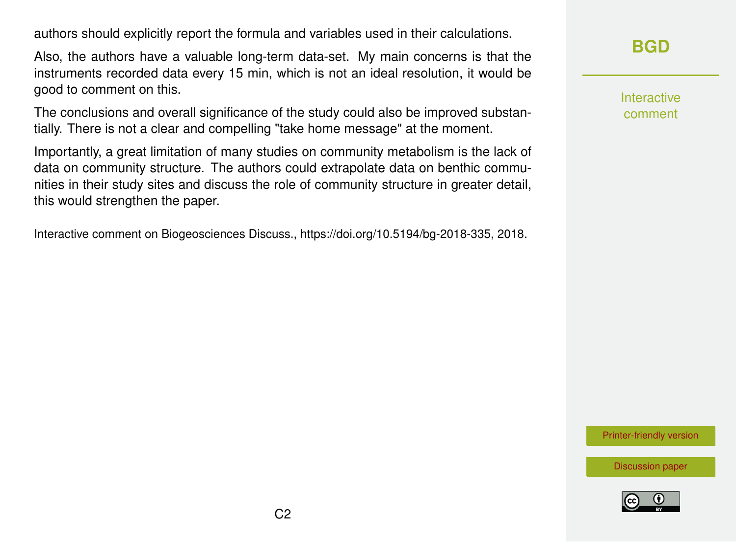authors should explicitly report the formula and variables used in their calculations.

Also, the authors have a valuable long-term data-set. My main concerns is that the instruments recorded data every 15 min, which is not an ideal resolution, it would be good to comment on this.

The conclusions and overall significance of the study could also be improved substantially. There is not a clear and compelling "take home message" at the moment.

Importantly, a great limitation of many studies on community metabolism is the lack of data on community structure. The authors could extrapolate data on benthic communities in their study sites and discuss the role of community structure in greater detail, this would strengthen the paper.

---

Interactive comment on Biogeosciences Discuss., https://doi.org/10.5194/bg-2018-335, 2018.